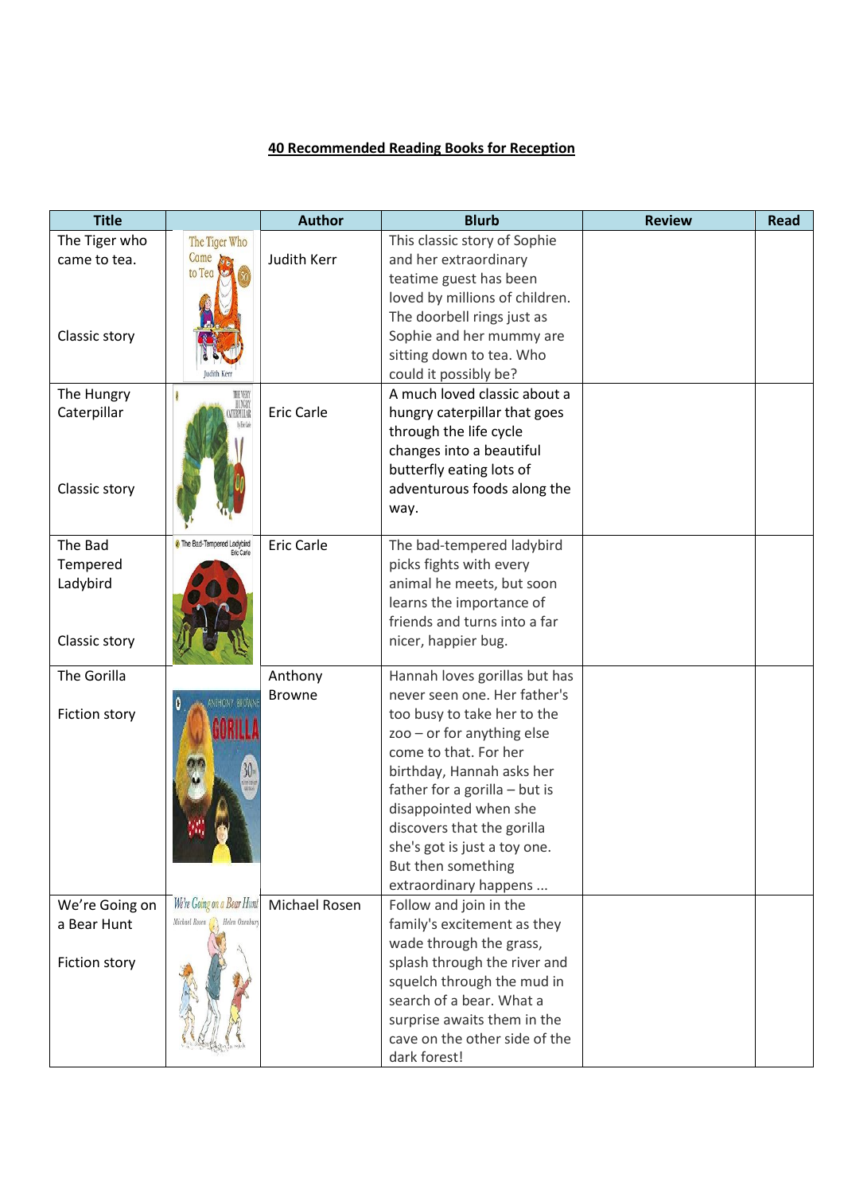**40 Recommended Reading Books for Reception**

| Title | | Author | Blurb | Review | Read |
|---|---|---|---|---|---|
| The Tiger who came to tea.<br><br>Classic story | | Judith Kerr | This classic story of Sophie and her extraordinary teatime guest has been loved by millions of children. The doorbell rings just as Sophie and her mummy are sitting down to tea. Who could it possibly be? | | |
| The Hungry Caterpillar<br><br>Classic story | | Eric Carle | A much loved classic about a hungry caterpillar that goes through the life cycle changes into a beautiful butterfly eating lots of adventurous foods along the way. | | |
| The Bad Tempered Ladybird<br><br>Classic story | | Eric Carle | The bad-tempered ladybird picks fights with every animal he meets, but soon learns the importance of friends and turns into a far nicer, happier bug. | | |
| The Gorilla<br><br>Fiction story | | Anthony Browne | Hannah loves gorillas but has never seen one. Her father's too busy to take her to the zoo – or for anything else come to that. For her birthday, Hannah asks her father for a gorilla – but is disappointed when she discovers that the gorilla she's got is just a toy one. But then something extraordinary happens ... | | |
| We're Going on a Bear Hunt<br><br>Fiction story | | Michael Rosen | Follow and join in the family's excitement as they wade through the grass, splash through the river and squelch through the mud in search of a bear. What a surprise awaits them in the cave on the other side of the dark forest! | | |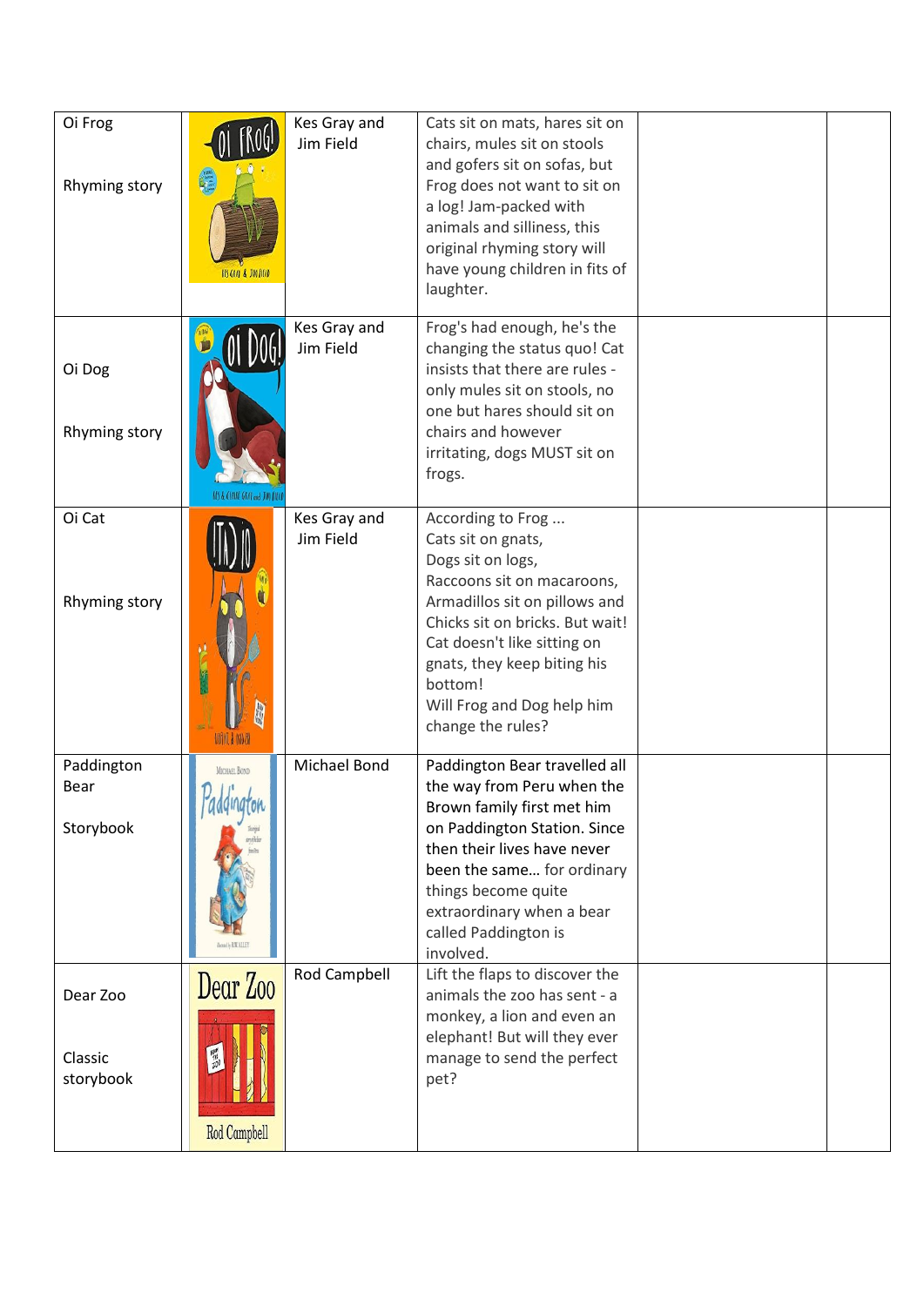| Oi Frog<br><br>Rhyming story | | Kes Gray and Jim Field | Cats sit on mats, hares sit on chairs, mules sit on stools and gofers sit on sofas, but Frog does not want to sit on a log! Jam-packed with animals and silliness, this original rhyming story will have young children in fits of laughter. | | |
|---|---|---|---|---|---|
| Oi Dog<br><br>Rhyming story | | Kes Gray and Jim Field | Frog's had enough, he's the changing the status quo! Cat insists that there are rules - only mules sit on stools, no one but hares should sit on chairs and however irritating, dogs MUST sit on frogs. | | |
| Oi Cat<br><br>Rhyming story | | Kes Gray and Jim Field | According to Frog ...<br>Cats sit on gnats,<br>Dogs sit on logs,<br>Raccoons sit on macaroons,<br>Armadillos sit on pillows and Chicks sit on bricks. But wait! Cat doesn't like sitting on gnats, they keep biting his bottom!<br>Will Frog and Dog help him change the rules? | | |
| Paddington Bear<br><br>Storybook | | Michael Bond | Paddington Bear travelled all the way from Peru when the Brown family first met him on Paddington Station. Since then their lives have never been the same… for ordinary things become quite extraordinary when a bear called Paddington is involved. | | |
| Dear Zoo<br><br>Classic storybook | | Rod Campbell | Lift the flaps to discover the animals the zoo has sent - a monkey, a lion and even an elephant! But will they ever manage to send the perfect pet? | | |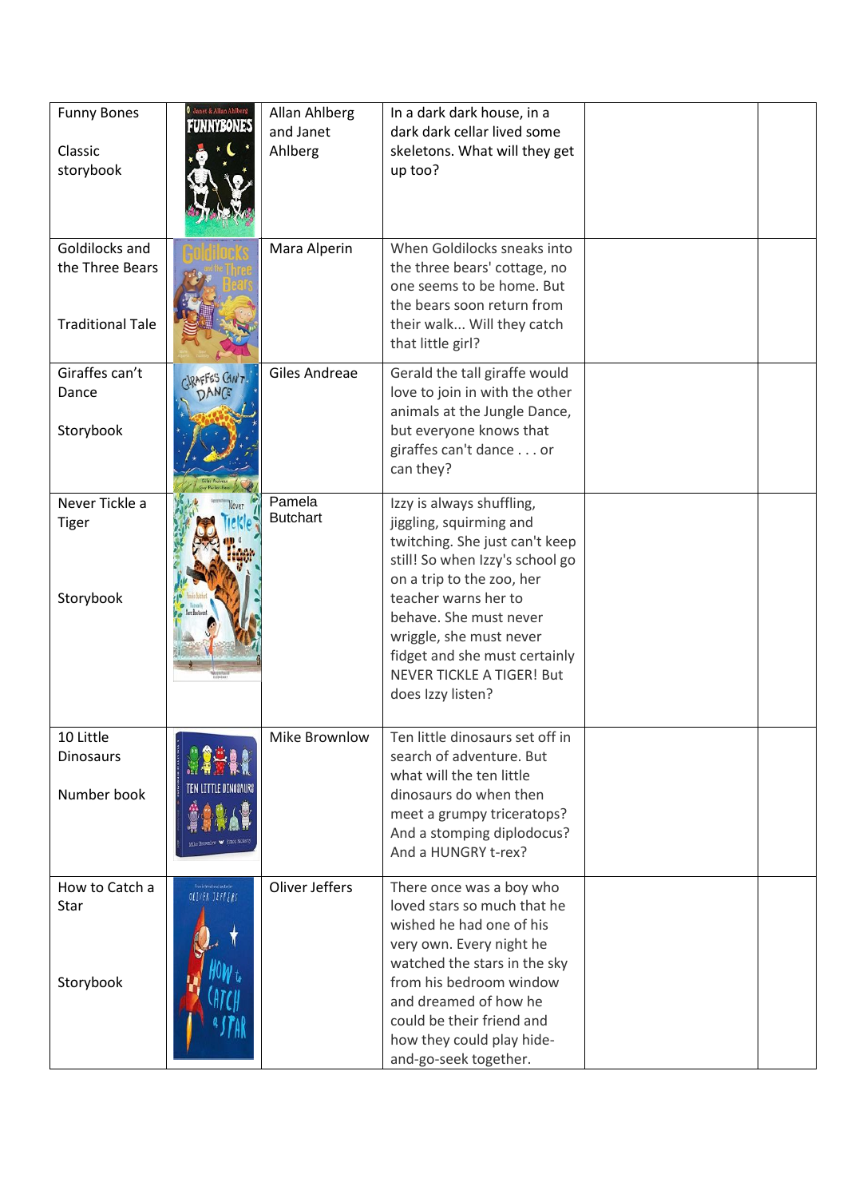| Funny Bones<br><br>Classic storybook | | Allan Ahlberg and Janet Ahlberg | In a dark dark house, in a dark dark cellar lived some skeletons. What will they get up too? | | |
|---|---|---|---|---|---|
| Goldilocks and the Three Bears<br><br>Traditional Tale | | Mara Alperin | When Goldilocks sneaks into the three bears' cottage, no one seems to be home. But the bears soon return from their walk... Will they catch that little girl? | | |
| Giraffes can't Dance<br><br>Storybook | | Giles Andreae | Gerald the tall giraffe would love to join in with the other animals at the Jungle Dance, but everyone knows that giraffes can't dance . . . or can they? | | |
| Never Tickle a Tiger<br><br>Storybook | | Pamela Butchart | Izzy is always shuffling, jiggling, squirming and twitching. She just can't keep still! So when Izzy's school go on a trip to the zoo, her teacher warns her to behave. She must never wriggle, she must never fidget and she must certainly NEVER TICKLE A TIGER! But does Izzy listen? | | |
| 10 Little Dinosaurs<br><br>Number book | | Mike Brownlow | Ten little dinosaurs set off in search of adventure. But what will the ten little dinosaurs do when then meet a grumpy triceratops? And a stomping diplodocus? And a HUNGRY t-rex? | | |
| How to Catch a Star<br><br>Storybook | | Oliver Jeffers | There once was a boy who loved stars so much that he wished he had one of his very own. Every night he watched the stars in the sky from his bedroom window and dreamed of how he could be their friend and how they could play hide-and-go-seek together. | | |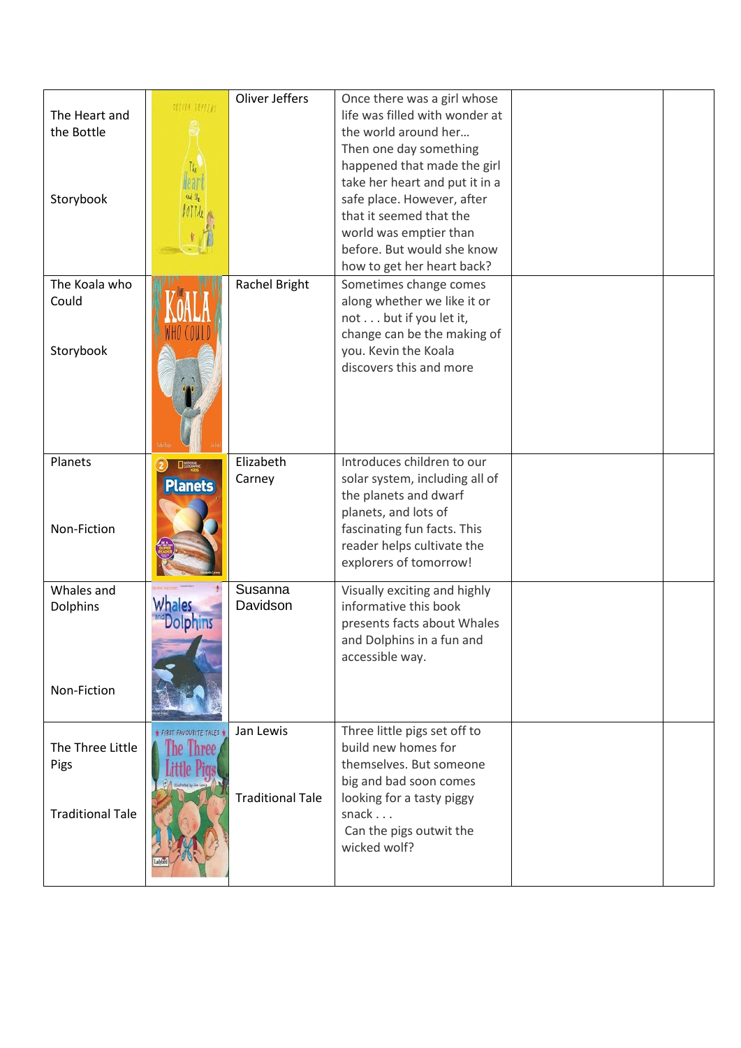| | | | | | |
|---|---|---|---|---|---|
| The Heart and the Bottle<br><br>Storybook | | Oliver Jeffers | Once there was a girl whose life was filled with wonder at the world around her… Then one day something happened that made the girl take her heart and put it in a safe place. However, after that it seemed that the world was emptier than before. But would she know how to get her heart back? | | |
| The Koala who Could<br><br>Storybook | | Rachel Bright | Sometimes change comes along whether we like it or not . . . but if you let it, change can be the making of you. Kevin the Koala discovers this and more | | |
| Planets<br><br>Non-Fiction | | Elizabeth Carney | Introduces children to our solar system, including all of the planets and dwarf planets, and lots of fascinating fun facts. This reader helps cultivate the explorers of tomorrow! | | |
| Whales and Dolphins<br><br>Non-Fiction | | Susanna Davidson | Visually exciting and highly informative this book presents facts about Whales and Dolphins in a fun and accessible way. | | |
| The Three Little Pigs<br><br>Traditional Tale | | Jan Lewis<br><br>Traditional Tale | Three little pigs set off to build new homes for themselves. But someone big and bad soon comes looking for a tasty piggy snack . . .<br>Can the pigs outwit the wicked wolf? | | |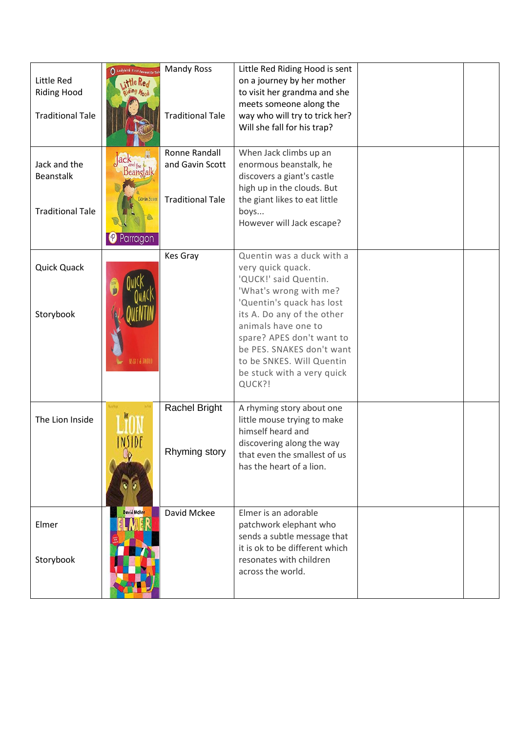| | | | | | |
|---|---|---|---|---|---|
| Little Red Riding Hood<br><br>Traditional Tale | | Mandy Ross<br><br>Traditional Tale | Little Red Riding Hood is sent on a journey by her mother to visit her grandma and she meets someone along the way who will try to trick her? Will she fall for his trap? | | |
| Jack and the Beanstalk<br><br>Traditional Tale | | Ronne Randall and Gavin Scott<br><br>Traditional Tale | When Jack climbs up an enormous beanstalk, he discovers a giant's castle high up in the clouds. But the giant likes to eat little boys...<br>However will Jack escape? | | |
| Quick Quack<br><br>Storybook | | Kes Gray | Quentin was a duck with a very quick quack. 'QUCK!' said Quentin. 'What's wrong with me? 'Quentin's quack has lost its A. Do any of the other animals have one to spare? APES don't want to be PES. SNAKES don't want to be SNKES. Will Quentin be stuck with a very quick QUCK?! | | |
| The Lion Inside | | Rachel Bright<br><br>Rhyming story | A rhyming story about one little mouse trying to make himself heard and discovering along the way that even the smallest of us has the heart of a lion. | | |
| Elmer<br><br>Storybook | | David Mckee | Elmer is an adorable patchwork elephant who sends a subtle message that it is ok to be different which resonates with children across the world. | | |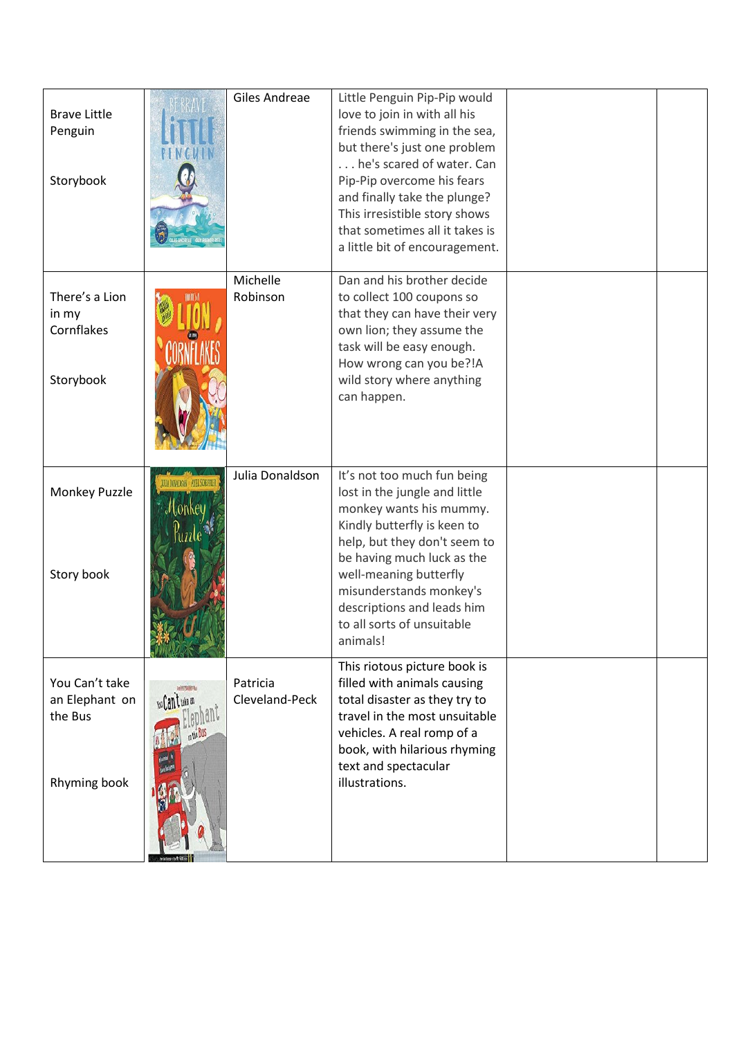| | | | | | |
|---|---|---|---|---|---|
| Brave Little Penguin<br><br>Storybook | | Giles Andreae | Little Penguin Pip-Pip would love to join in with all his friends swimming in the sea, but there's just one problem . . . he's scared of water. Can Pip-Pip overcome his fears and finally take the plunge? This irresistible story shows that sometimes all it takes is a little bit of encouragement. | | |
| There's a Lion in my Cornflakes<br><br>Storybook | | Michelle Robinson | Dan and his brother decide to collect 100 coupons so that they can have their very own lion; they assume the task will be easy enough. How wrong can you be?!A wild story where anything can happen. | | |
| Monkey Puzzle<br><br>Story book | | Julia Donaldson | It's not too much fun being lost in the jungle and little monkey wants his mummy. Kindly butterfly is keen to help, but they don't seem to be having much luck as the well-meaning butterfly misunderstands monkey's descriptions and leads him to all sorts of unsuitable animals! | | |
| You Can't take an Elephant on the Bus<br><br>Rhyming book | | Patricia Cleveland-Peck | This riotous picture book is filled with animals causing total disaster as they try to travel in the most unsuitable vehicles. A real romp of a book, with hilarious rhyming text and spectacular illustrations. | | |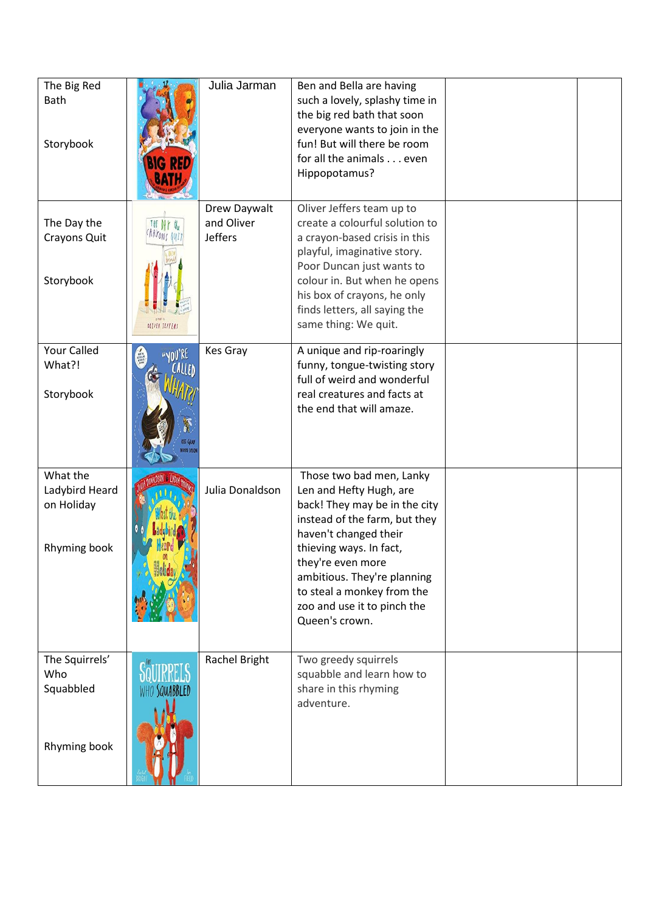| | | | | | |
|---|---|---|---|---|---|
| The Big Red Bath<br><br>Storybook | | Julia Jarman | Ben and Bella are having such a lovely, splashy time in the big red bath that soon everyone wants to join in the fun! But will there be room for all the animals . . . even Hippopotamus? | | |
| The Day the Crayons Quit<br><br>Storybook | | Drew Daywalt and Oliver Jeffers | Oliver Jeffers team up to create a colourful solution to a crayon-based crisis in this playful, imaginative story. Poor Duncan just wants to colour in. But when he opens his box of crayons, he only finds letters, all saying the same thing: We quit. | | |
| Your Called What?!<br><br>Storybook | | Kes Gray | A unique and rip-roaringly funny, tongue-twisting story full of weird and wonderful real creatures and facts at the end that will amaze. | | |
| What the Ladybird Heard on Holiday<br><br>Rhyming book | | Julia Donaldson | Those two bad men, Lanky Len and Hefty Hugh, are back! They may be in the city instead of the farm, but they haven't changed their thieving ways. In fact, they're even more ambitious. They're planning to steal a monkey from the zoo and use it to pinch the Queen's crown. | | |
| The Squirrels' Who Squabbled<br><br>Rhyming book | | Rachel Bright | Two greedy squirrels squabble and learn how to share in this rhyming adventure. | | |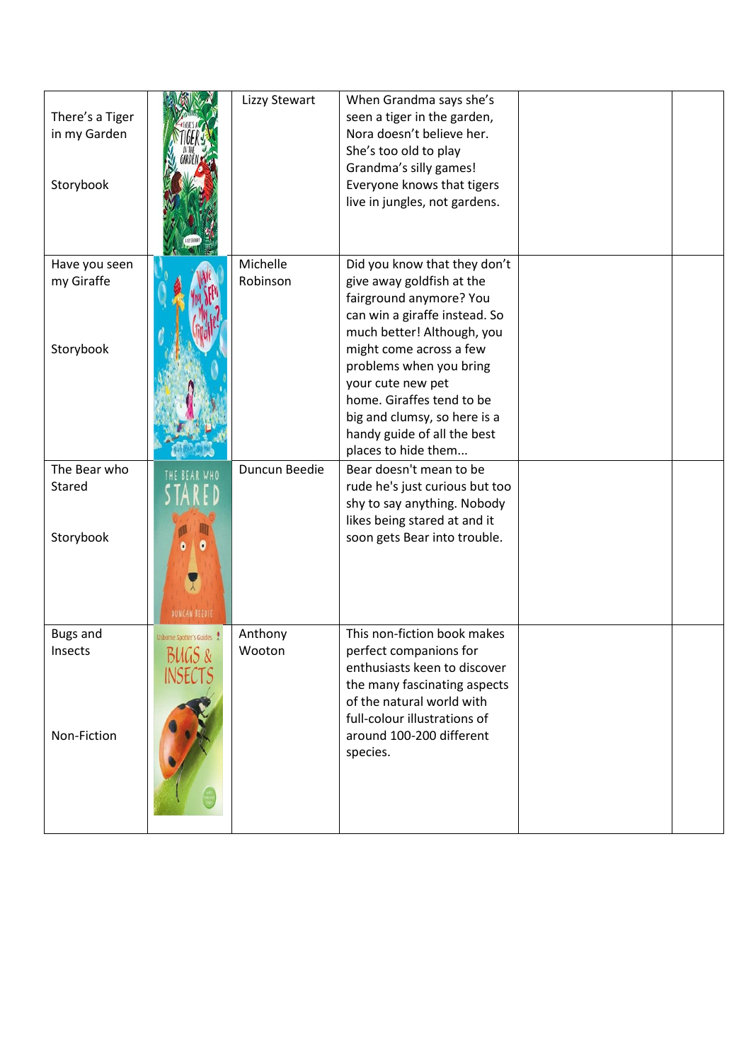| | | | | | |
|---|---|---|---|---|---|
| There's a Tiger in my Garden<br><br>Storybook | | Lizzy Stewart | When Grandma says she's seen a tiger in the garden, Nora doesn't believe her. She's too old to play Grandma's silly games! Everyone knows that tigers live in jungles, not gardens. | | |
| Have you seen my Giraffe<br><br>Storybook | | Michelle Robinson | Did you know that they don't give away goldfish at the fairground anymore? You can win a giraffe instead. So much better! Although, you might come across a few problems when you bring your cute new pet home. Giraffes tend to be big and clumsy, so here is a handy guide of all the best places to hide them... | | |
| The Bear who Stared<br><br>Storybook | | Duncun Beedie | Bear doesn't mean to be rude he's just curious but too shy to say anything. Nobody likes being stared at and it soon gets Bear into trouble. | | |
| Bugs and Insects<br><br>Non-Fiction | | Anthony Wooton | This non-fiction book makes perfect companions for enthusiasts keen to discover the many fascinating aspects of the natural world with full-colour illustrations of around 100-200 different species. | | |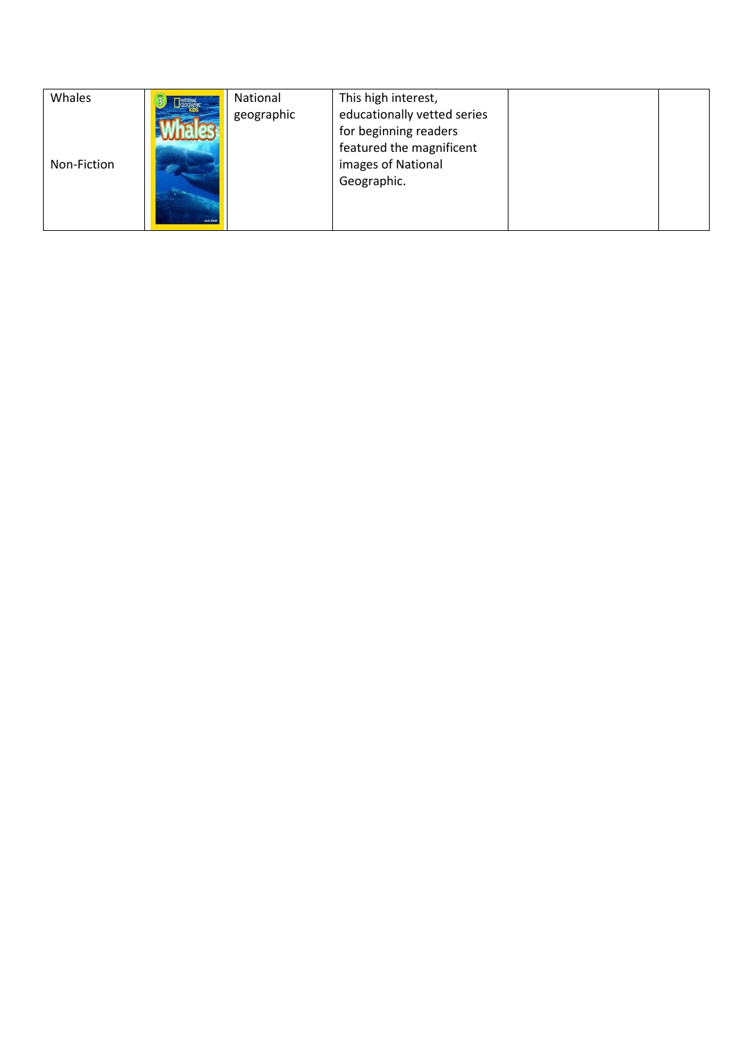| | | | | | |
|---|---|---|---|---|---|
| Whales<br><br>Non-Fiction | | National geographic | This high interest, educationally vetted series for beginning readers featured the magnificent images of National Geographic. | | |